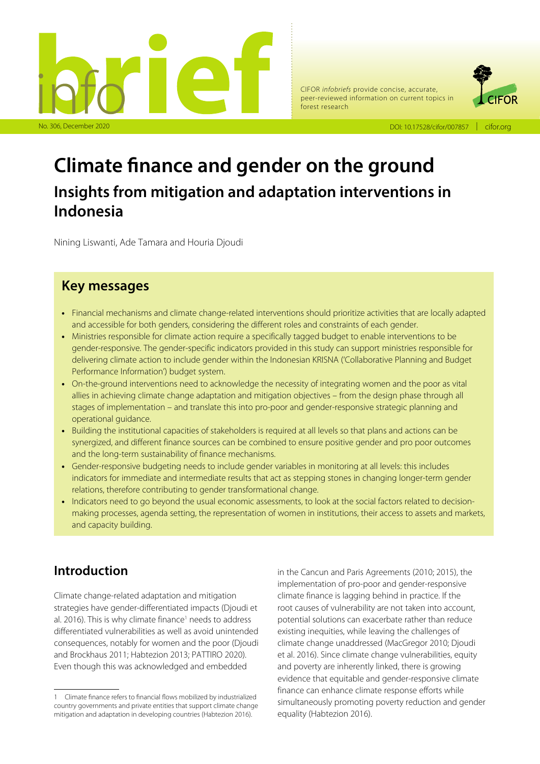# Climate finance and gender on the ground

## Insights from mitigation and adaptation interventions in Indonesia

Nining Liswanti, Ade Tamara and Houria Djoudi

## Key messages

- Financial mechanisms and climate change-related interventions should prioritize activities that are locally adapted and accessible for both genders, considering the different roles and constraints of each gender.
- Ministries responsible for climate action require a specifically tagged budget to enable interventions to be gender-responsive. The gender-specific indicators provided in this study can support ministries responsible for delivering climate action to include gender within the Indonesian KRISNA ('Collaborative Planning and Budget Performance Information') budget system.
- On-the-ground interventions need to acknowledge the necessity of integrating women and the poor as vital allies in achieving climate change adaptation and mitigation objectives – from the design phase through all stages of implementation – and translate this into pro-poor and gender-responsive strategic planning and operational guidance.
- Building the institutional capacities of stakeholders is required at all levels so that plans and actions can be synergized, and different finance sources can be combined to ensure positive gender and pro poor outcomes and the long-term sustainability of finance mechanisms.
- Gender-responsive budgeting needs to include gender variables in monitoring at all levels: this includes indicators for immediate and intermediate results that act as stepping stones in changing longer-term gender relations, therefore contributing to gender transformational change.
- Indicators need to go beyond the usual economic assessments, to look at the social factors related to decision-making processes, agenda setting, the representation of women in institutions, their access to assets and markets, and capacity building.

## Introduction

Climate change-related adaptation and mitigation strategies have gender-differentiated impacts (Djoudi et al. 2016). This is why climate finance[1] needs to address differentiated vulnerabilities as well as avoid unintended consequences, notably for women and the poor (Djoudi and Brockhaus 2011; Habtezion 2013; PATTIRO 2020). Even though this was acknowledged and embedded in the Cancun and Paris Agreements (2010; 2015), the implementation of pro-poor and gender-responsive climate finance is lagging behind in practice. If the root causes of vulnerability are not taken into account, potential solutions can exacerbate rather than reduce existing inequities, while leaving the challenges of climate change unaddressed (MacGregor 2010; Djoudi et al. 2016). Since climate change vulnerabilities, equity and poverty are inherently linked, there is growing evidence that equitable and gender-responsive climate finance can enhance climate response efforts while simultaneously promoting poverty reduction and gender equality (Habtezion 2016).

[1] Climate finance refers to financial flows mobilized by industrialized country governments and private entities that support climate change mitigation and adaptation in developing countries (Habtezion 2016).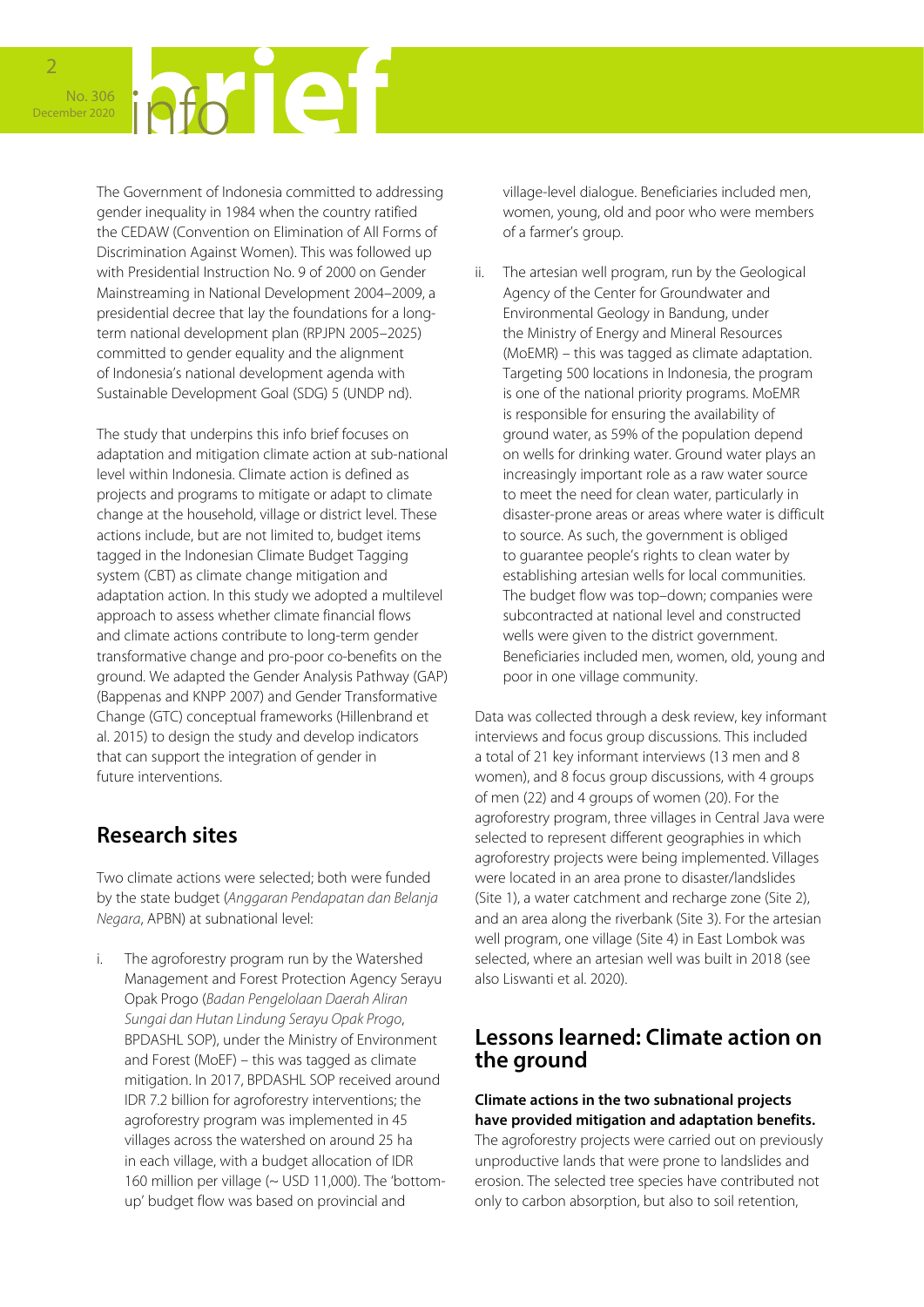The Government of Indonesia committed to addressing gender inequality in 1984 when the country ratified the CEDAW (Convention on Elimination of All Forms of Discrimination Against Women). This was followed up with Presidential Instruction No. 9 of 2000 on Gender Mainstreaming in National Development 2004–2009, a presidential decree that lay the foundations for a long-term national development plan (RPJPN 2005–2025) committed to gender equality and the alignment of Indonesia's national development agenda with Sustainable Development Goal (SDG) 5 (UNDP nd).

The study that underpins this info brief focuses on adaptation and mitigation climate action at sub-national level within Indonesia. Climate action is defined as projects and programs to mitigate or adapt to climate change at the household, village or district level. These actions include, but are not limited to, budget items tagged in the Indonesian Climate Budget Tagging system (CBT) as climate change mitigation and adaptation action. In this study we adopted a multilevel approach to assess whether climate financial flows and climate actions contribute to long-term gender transformative change and pro-poor co-benefits on the ground. We adapted the Gender Analysis Pathway (GAP) (Bappenas and KNPP 2007) and Gender Transformative Change (GTC) conceptual frameworks (Hillenbrand et al. 2015) to design the study and develop indicators that can support the integration of gender in future interventions.

## Research sites

Two climate actions were selected; both were funded by the state budget (*Anggaran Pendapatan dan Belanja Negara*, APBN) at subnational level:

i. The agroforestry program run by the Watershed Management and Forest Protection Agency Serayu Opak Progo (*Badan Pengelolaan Daerah Aliran Sungai dan Hutan Lindung Serayu Opak Progo*, BPDASHL SOP), under the Ministry of Environment and Forest (MoEF) – this was tagged as climate mitigation. In 2017, BPDASHL SOP received around IDR 7.2 billion for agroforestry interventions; the agroforestry program was implemented in 45 villages across the watershed on around 25 ha in each village, with a budget allocation of IDR 160 million per village (~ USD 11,000). The 'bottom-up' budget flow was based on provincial and village-level dialogue. Beneficiaries included men, women, young, old and poor who were members of a farmer's group.

ii. The artesian well program, run by the Geological Agency of the Center for Groundwater and Environmental Geology in Bandung, under the Ministry of Energy and Mineral Resources (MoEMR) – this was tagged as climate adaptation. Targeting 500 locations in Indonesia, the program is one of the national priority programs. MoEMR is responsible for ensuring the availability of ground water, as 59% of the population depend on wells for drinking water. Ground water plays an increasingly important role as a raw water source to meet the need for clean water, particularly in disaster-prone areas or areas where water is difficult to source. As such, the government is obliged to guarantee people's rights to clean water by establishing artesian wells for local communities. The budget flow was top–down; companies were subcontracted at national level and constructed wells were given to the district government. Beneficiaries included men, women, old, young and poor in one village community.

Data was collected through a desk review, key informant interviews and focus group discussions. This included a total of 21 key informant interviews (13 men and 8 women), and 8 focus group discussions, with 4 groups of men (22) and 4 groups of women (20). For the agroforestry program, three villages in Central Java were selected to represent different geographies in which agroforestry projects were being implemented. Villages were located in an area prone to disaster/landslides (Site 1), a water catchment and recharge zone (Site 2), and an area along the riverbank (Site 3). For the artesian well program, one village (Site 4) in East Lombok was selected, where an artesian well was built in 2018 (see also Liswanti et al. 2020).

## Lessons learned: Climate action on the ground

**Climate actions in the two subnational projects have provided mitigation and adaptation benefits.** The agroforestry projects were carried out on previously unproductive lands that were prone to landslides and erosion. The selected tree species have contributed not only to carbon absorption, but also to soil retention,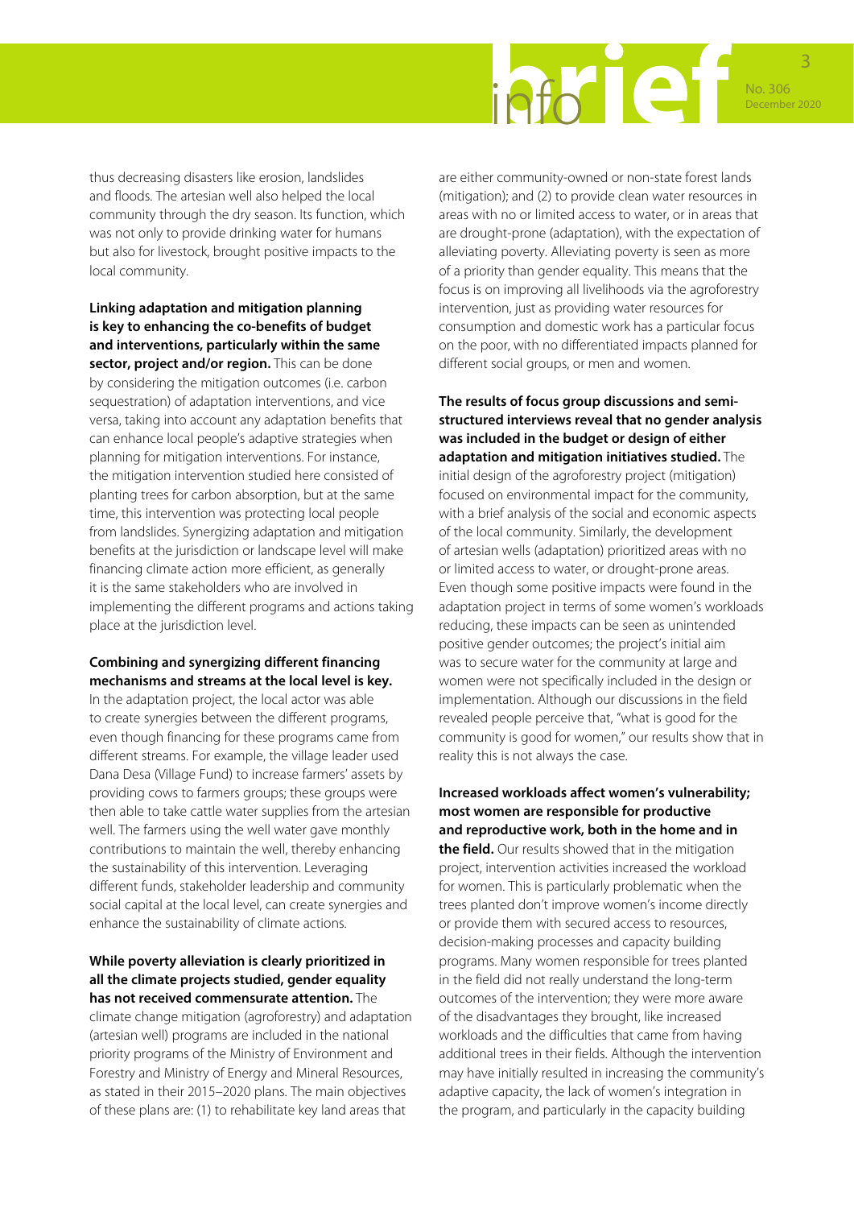thus decreasing disasters like erosion, landslides and floods. The artesian well also helped the local community through the dry season. Its function, which was not only to provide drinking water for humans but also for livestock, brought positive impacts to the local community.

**Linking adaptation and mitigation planning is key to enhancing the co-benefits of budget and interventions, particularly within the same sector, project and/or region.** This can be done by considering the mitigation outcomes (i.e. carbon sequestration) of adaptation interventions, and vice versa, taking into account any adaptation benefits that can enhance local people's adaptive strategies when planning for mitigation interventions. For instance, the mitigation intervention studied here consisted of planting trees for carbon absorption, but at the same time, this intervention was protecting local people from landslides. Synergizing adaptation and mitigation benefits at the jurisdiction or landscape level will make financing climate action more efficient, as generally it is the same stakeholders who are involved in implementing the different programs and actions taking place at the jurisdiction level.

**Combining and synergizing different financing mechanisms and streams at the local level is key.** In the adaptation project, the local actor was able to create synergies between the different programs, even though financing for these programs came from different streams. For example, the village leader used Dana Desa (Village Fund) to increase farmers' assets by providing cows to farmers groups; these groups were then able to take cattle water supplies from the artesian well. The farmers using the well water gave monthly contributions to maintain the well, thereby enhancing the sustainability of this intervention. Leveraging different funds, stakeholder leadership and community social capital at the local level, can create synergies and enhance the sustainability of climate actions.

**While poverty alleviation is clearly prioritized in all the climate projects studied, gender equality has not received commensurate attention.** The climate change mitigation (agroforestry) and adaptation (artesian well) programs are included in the national priority programs of the Ministry of Environment and Forestry and Ministry of Energy and Mineral Resources, as stated in their 2015–2020 plans. The main objectives of these plans are: (1) to rehabilitate key land areas that are either community-owned or non-state forest lands (mitigation); and (2) to provide clean water resources in areas with no or limited access to water, or in areas that are drought-prone (adaptation), with the expectation of alleviating poverty. Alleviating poverty is seen as more of a priority than gender equality. This means that the focus is on improving all livelihoods via the agroforestry intervention, just as providing water resources for consumption and domestic work has a particular focus on the poor, with no differentiated impacts planned for different social groups, or men and women.

**The results of focus group discussions and semi-structured interviews reveal that no gender analysis was included in the budget or design of either adaptation and mitigation initiatives studied.** The initial design of the agroforestry project (mitigation) focused on environmental impact for the community, with a brief analysis of the social and economic aspects of the local community. Similarly, the development of artesian wells (adaptation) prioritized areas with no or limited access to water, or drought-prone areas. Even though some positive impacts were found in the adaptation project in terms of some women's workloads reducing, these impacts can be seen as unintended positive gender outcomes; the project's initial aim was to secure water for the community at large and women were not specifically included in the design or implementation. Although our discussions in the field revealed people perceive that, "what is good for the community is good for women," our results show that in reality this is not always the case.

**Increased workloads affect women's vulnerability; most women are responsible for productive and reproductive work, both in the home and in the field.** Our results showed that in the mitigation project, intervention activities increased the workload for women. This is particularly problematic when the trees planted don't improve women's income directly or provide them with secured access to resources, decision-making processes and capacity building programs. Many women responsible for trees planted in the field did not really understand the long-term outcomes of the intervention; they were more aware of the disadvantages they brought, like increased workloads and the difficulties that came from having additional trees in their fields. Although the intervention may have initially resulted in increasing the community's adaptive capacity, the lack of women's integration in the program, and particularly in the capacity building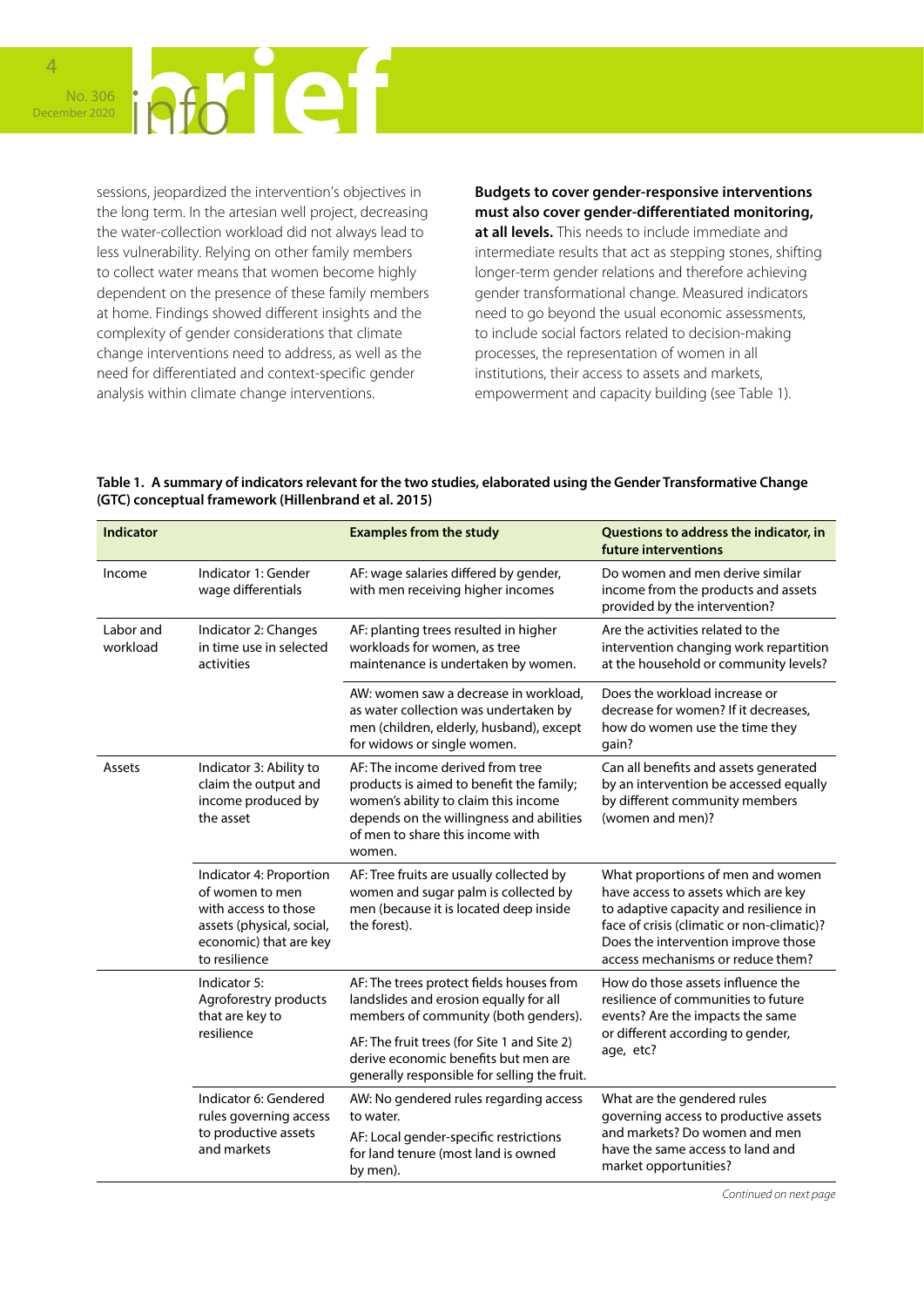sessions, jeopardized the intervention's objectives in the long term. In the artesian well project, decreasing the water-collection workload did not always lead to less vulnerability. Relying on other family members to collect water means that women become highly dependent on the presence of these family members at home. Findings showed different insights and the complexity of gender considerations that climate change interventions need to address, as well as the need for differentiated and context-specific gender analysis within climate change interventions.

**Budgets to cover gender-responsive interventions must also cover gender-differentiated monitoring, at all levels.** This needs to include immediate and intermediate results that act as stepping stones, shifting longer-term gender relations and therefore achieving gender transformational change. Measured indicators need to go beyond the usual economic assessments, to include social factors related to decision-making processes, the representation of women in all institutions, their access to assets and markets, empowerment and capacity building (see Table 1).

**Table 1. A summary of indicators relevant for the two studies, elaborated using the Gender Transformative Change (GTC) conceptual framework (Hillenbrand et al. 2015)**

| Indicator | | Examples from the study | Questions to address the indicator, in future interventions |
|---|---|---|---|
| Income | Indicator 1: Gender wage differentials | AF: wage salaries differed by gender, with men receiving higher incomes | Do women and men derive similar income from the products and assets provided by the intervention? |
| Labor and workload | Indicator 2: Changes in time use in selected activities | AF: planting trees resulted in higher workloads for women, as tree maintenance is undertaken by women. | Are the activities related to the intervention changing work repartition at the household or community levels? |
| | | AW: women saw a decrease in workload, as water collection was undertaken by men (children, elderly, husband), except for widows or single women. | Does the workload increase or decrease for women? If it decreases, how do women use the time they gain? |
| Assets | Indicator 3: Ability to claim the output and income produced by the asset | AF: The income derived from tree products is aimed to benefit the family; women's ability to claim this income depends on the willingness and abilities of men to share this income with women. | Can all benefits and assets generated by an intervention be accessed equally by different community members (women and men)? |
| | Indicator 4: Proportion of women to men with access to those assets (physical, social, economic) that are key to resilience | AF: Tree fruits are usually collected by women and sugar palm is collected by men (because it is located deep inside the forest). | What proportions of men and women have access to assets which are key to adaptive capacity and resilience in face of crisis (climatic or non-climatic)? Does the intervention improve those access mechanisms or reduce them? |
| | Indicator 5: Agroforestry products that are key to resilience | AF: The trees protect fields houses from landslides and erosion equally for all members of community (both genders). AF: The fruit trees (for Site 1 and Site 2) derive economic benefits but men are generally responsible for selling the fruit. | How do those assets influence the resilience of communities to future events? Are the impacts the same or different according to gender, age, etc? |
| | Indicator 6: Gendered rules governing access to productive assets and markets | AW: No gendered rules regarding access to water. AF: Local gender-specific restrictions for land tenure (most land is owned by men). | What are the gendered rules governing access to productive assets and markets? Do women and men have the same access to land and market opportunities? |

*Continued on next page*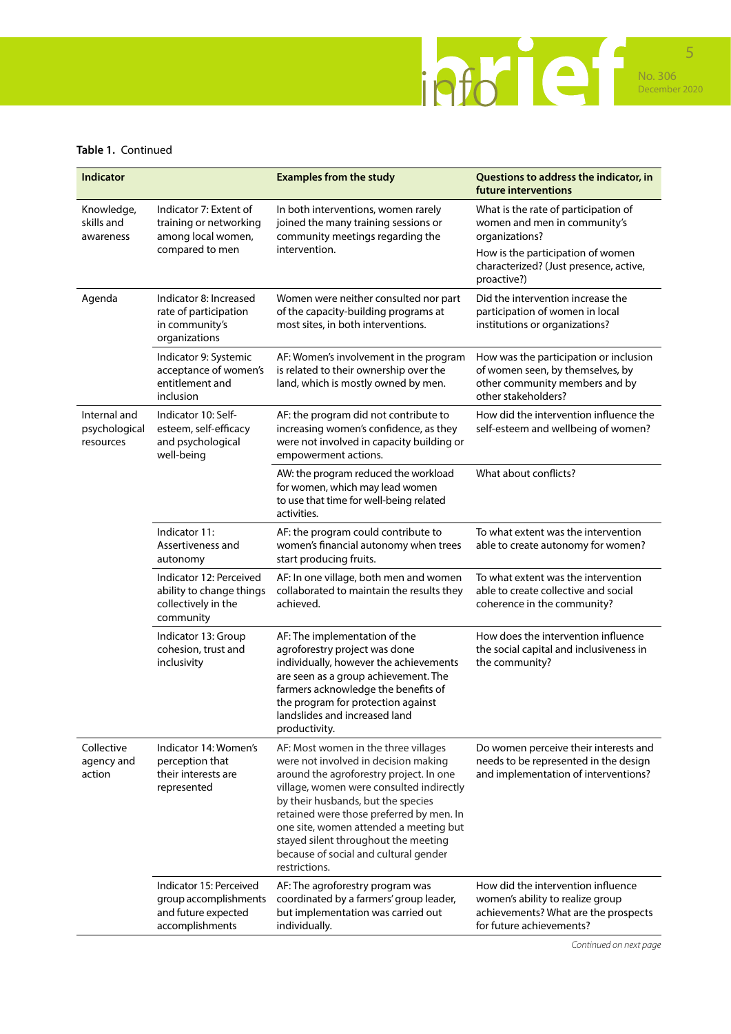**Table 1.** Continued

| Indicator | | Examples from the study | Questions to address the indicator, in future interventions |
|---|---|---|---|
| Knowledge, skills and awareness | Indicator 7: Extent of training or networking among local women, compared to men | In both interventions, women rarely joined the many training sessions or community meetings regarding the intervention. | What is the rate of participation of women and men in community's organizations? How is the participation of women characterized? (Just presence, active, proactive?) |
| Agenda | Indicator 8: Increased rate of participation in community's organizations | Women were neither consulted nor part of the capacity-building programs at most sites, in both interventions. | Did the intervention increase the participation of women in local institutions or organizations? |
| | Indicator 9: Systemic acceptance of women's entitlement and inclusion | AF: Women's involvement in the program is related to their ownership over the land, which is mostly owned by men. | How was the participation or inclusion of women seen, by themselves, by other community members and by other stakeholders? |
| Internal and psychological resources | Indicator 10: Self-esteem, self-efficacy and psychological well-being | AF: the program did not contribute to increasing women's confidence, as they were not involved in capacity building or empowerment actions. | How did the intervention influence the self-esteem and wellbeing of women? |
| | | AW: the program reduced the workload for women, which may lead women to use that time for well-being related activities. | What about conflicts? |
| | Indicator 11: Assertiveness and autonomy | AF: the program could contribute to women's financial autonomy when trees start producing fruits. | To what extent was the intervention able to create autonomy for women? |
| | Indicator 12: Perceived ability to change things collectively in the community | AF: In one village, both men and women collaborated to maintain the results they achieved. | To what extent was the intervention able to create collective and social coherence in the community? |
| | Indicator 13: Group cohesion, trust and inclusivity | AF: The implementation of the agroforestry project was done individually, however the achievements are seen as a group achievement. The farmers acknowledge the benefits of the program for protection against landslides and increased land productivity. | How does the intervention influence the social capital and inclusiveness in the community? |
| Collective agency and action | Indicator 14: Women's perception that their interests are represented | AF: Most women in the three villages were not involved in decision making around the agroforestry project. In one village, women were consulted indirectly by their husbands, but the species retained were those preferred by men. In one site, women attended a meeting but stayed silent throughout the meeting because of social and cultural gender restrictions. | Do women perceive their interests and needs to be represented in the design and implementation of interventions? |
| | Indicator 15: Perceived group accomplishments and future expected accomplishments | AF: The agroforestry program was coordinated by a farmers' group leader, but implementation was carried out individually. | How did the intervention influence women's ability to realize group achievements? What are the prospects for future achievements? |

*Continued on next page*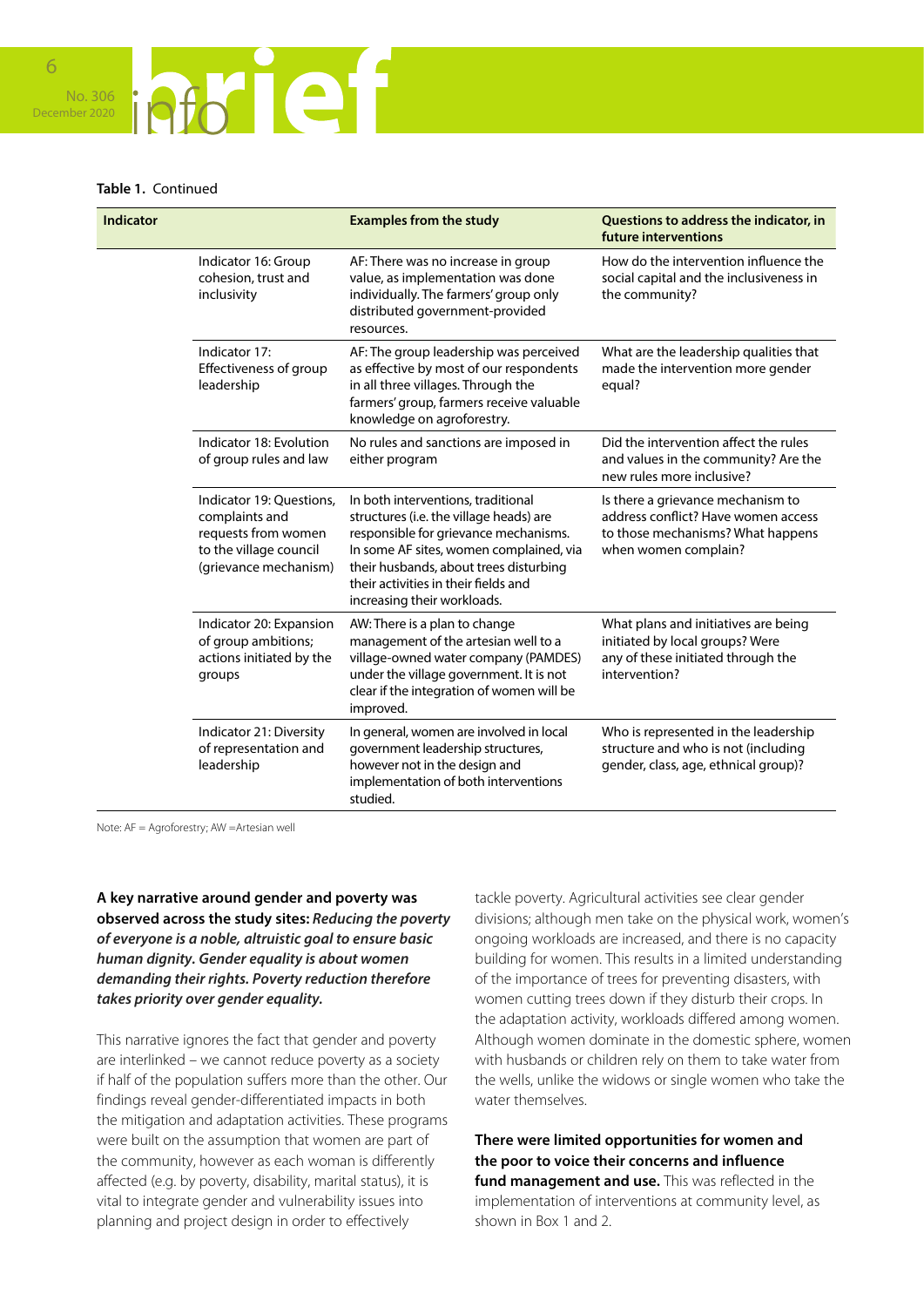**Table 1.** Continued

| Indicator | | Examples from the study | Questions to address the indicator, in future interventions |
|---|---|---|---|
| | Indicator 16: Group cohesion, trust and inclusivity | AF: There was no increase in group value, as implementation was done individually. The farmers' group only distributed government-provided resources. | How do the intervention influence the social capital and the inclusiveness in the community? |
| | Indicator 17: Effectiveness of group leadership | AF: The group leadership was perceived as effective by most of our respondents in all three villages. Through the farmers' group, farmers receive valuable knowledge on agroforestry. | What are the leadership qualities that made the intervention more gender equal? |
| | Indicator 18: Evolution of group rules and law | No rules and sanctions are imposed in either program | Did the intervention affect the rules and values in the community? Are the new rules more inclusive? |
| | Indicator 19: Questions, complaints and requests from women to the village council (grievance mechanism) | In both interventions, traditional structures (i.e. the village heads) are responsible for grievance mechanisms. In some AF sites, women complained, via their husbands, about trees disturbing their activities in their fields and increasing their workloads. | Is there a grievance mechanism to address conflict? Have women access to those mechanisms? What happens when women complain? |
| | Indicator 20: Expansion of group ambitions; actions initiated by the groups | AW: There is a plan to change management of the artesian well to a village-owned water company (PAMDES) under the village government. It is not clear if the integration of women will be improved. | What plans and initiatives are being initiated by local groups? Were any of these initiated through the intervention? |
| | Indicator 21: Diversity of representation and leadership | In general, women are involved in local government leadership structures, however not in the design and implementation of both interventions studied. | Who is represented in the leadership structure and who is not (including gender, class, age, ethnical group)? |

Note: AF = Agroforestry; AW =Artesian well

**A key narrative around gender and poverty was observed across the study sites:** ***Reducing the poverty of everyone is a noble, altruistic goal to ensure basic human dignity. Gender equality is about women demanding their rights. Poverty reduction therefore takes priority over gender equality.***

This narrative ignores the fact that gender and poverty are interlinked – we cannot reduce poverty as a society if half of the population suffers more than the other. Our findings reveal gender-differentiated impacts in both the mitigation and adaptation activities. These programs were built on the assumption that women are part of the community, however as each woman is differently affected (e.g. by poverty, disability, marital status), it is vital to integrate gender and vulnerability issues into planning and project design in order to effectively tackle poverty. Agricultural activities see clear gender divisions; although men take on the physical work, women's ongoing workloads are increased, and there is no capacity building for women. This results in a limited understanding of the importance of trees for preventing disasters, with women cutting trees down if they disturb their crops. In the adaptation activity, workloads differed among women. Although women dominate in the domestic sphere, women with husbands or children rely on them to take water from the wells, unlike the widows or single women who take the water themselves.

**There were limited opportunities for women and the poor to voice their concerns and influence fund management and use.** This was reflected in the implementation of interventions at community level, as shown in Box 1 and 2.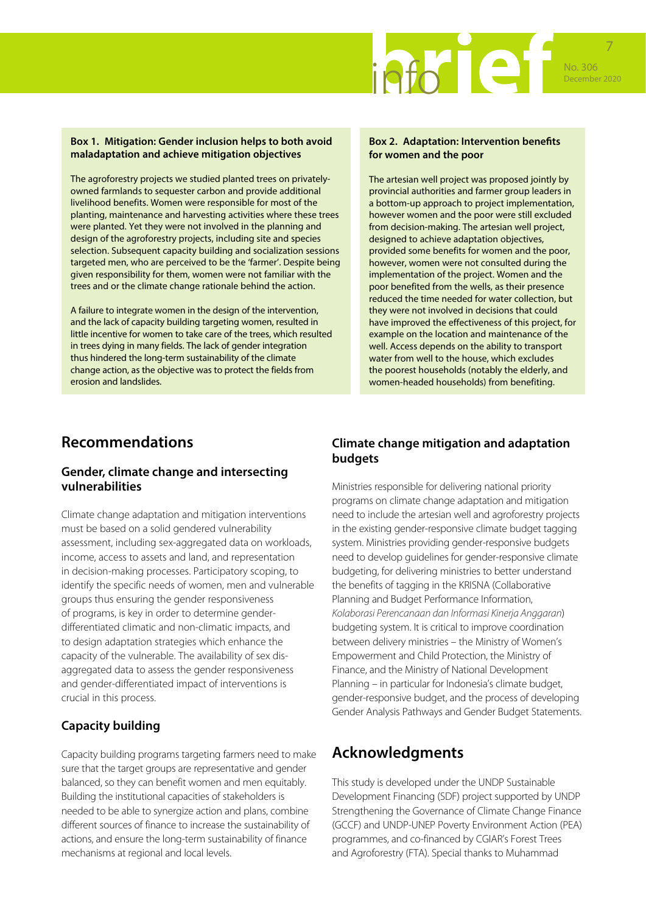**Box 1. Mitigation: Gender inclusion helps to both avoid maladaptation and achieve mitigation objectives**

The agroforestry projects we studied planted trees on privately-owned farmlands to sequester carbon and provide additional livelihood benefits. Women were responsible for most of the planting, maintenance and harvesting activities where these trees were planted. Yet they were not involved in the planning and design of the agroforestry projects, including site and species selection. Subsequent capacity building and socialization sessions targeted men, who are perceived to be the 'farmer'. Despite being given responsibility for them, women were not familiar with the trees and or the climate change rationale behind the action.

A failure to integrate women in the design of the intervention, and the lack of capacity building targeting women, resulted in little incentive for women to take care of the trees, which resulted in trees dying in many fields. The lack of gender integration thus hindered the long-term sustainability of the climate change action, as the objective was to protect the fields from erosion and landslides.

**Box 2. Adaptation: Intervention benefits for women and the poor**

The artesian well project was proposed jointly by provincial authorities and farmer group leaders in a bottom-up approach to project implementation, however women and the poor were still excluded from decision-making. The artesian well project, designed to achieve adaptation objectives, provided some benefits for women and the poor, however, women were not consulted during the implementation of the project. Women and the poor benefited from the wells, as their presence reduced the time needed for water collection, but they were not involved in decisions that could have improved the effectiveness of this project, for example on the location and maintenance of the well. Access depends on the ability to transport water from well to the house, which excludes the poorest households (notably the elderly, and women-headed households) from benefiting.

# Recommendations

## Gender, climate change and intersecting vulnerabilities

Climate change adaptation and mitigation interventions must be based on a solid gendered vulnerability assessment, including sex-aggregated data on workloads, income, access to assets and land, and representation in decision-making processes. Participatory scoping, to identify the specific needs of women, men and vulnerable groups thus ensuring the gender responsiveness of programs, is key in order to determine gender-differentiated climatic and non-climatic impacts, and to design adaptation strategies which enhance the capacity of the vulnerable. The availability of sex dis-aggregated data to assess the gender responsiveness and gender-differentiated impact of interventions is crucial in this process.

## Capacity building

Capacity building programs targeting farmers need to make sure that the target groups are representative and gender balanced, so they can benefit women and men equitably. Building the institutional capacities of stakeholders is needed to be able to synergize action and plans, combine different sources of finance to increase the sustainability of actions, and ensure the long-term sustainability of finance mechanisms at regional and local levels.

## Climate change mitigation and adaptation budgets

Ministries responsible for delivering national priority programs on climate change adaptation and mitigation need to include the artesian well and agroforestry projects in the existing gender-responsive climate budget tagging system. Ministries providing gender-responsive budgets need to develop guidelines for gender-responsive climate budgeting, for delivering ministries to better understand the benefits of tagging in the KRISNA (Collaborative Planning and Budget Performance Information, *Kolaborasi Perencanaan dan Informasi Kinerja Anggaran*) budgeting system. It is critical to improve coordination between delivery ministries – the Ministry of Women's Empowerment and Child Protection, the Ministry of Finance, and the Ministry of National Development Planning – in particular for Indonesia's climate budget, gender-responsive budget, and the process of developing Gender Analysis Pathways and Gender Budget Statements.

# Acknowledgments

This study is developed under the UNDP Sustainable Development Financing (SDF) project supported by UNDP Strengthening the Governance of Climate Change Finance (GCCF) and UNDP-UNEP Poverty Environment Action (PEA) programmes, and co-financed by CGIAR's Forest Trees and Agroforestry (FTA). Special thanks to Muhammad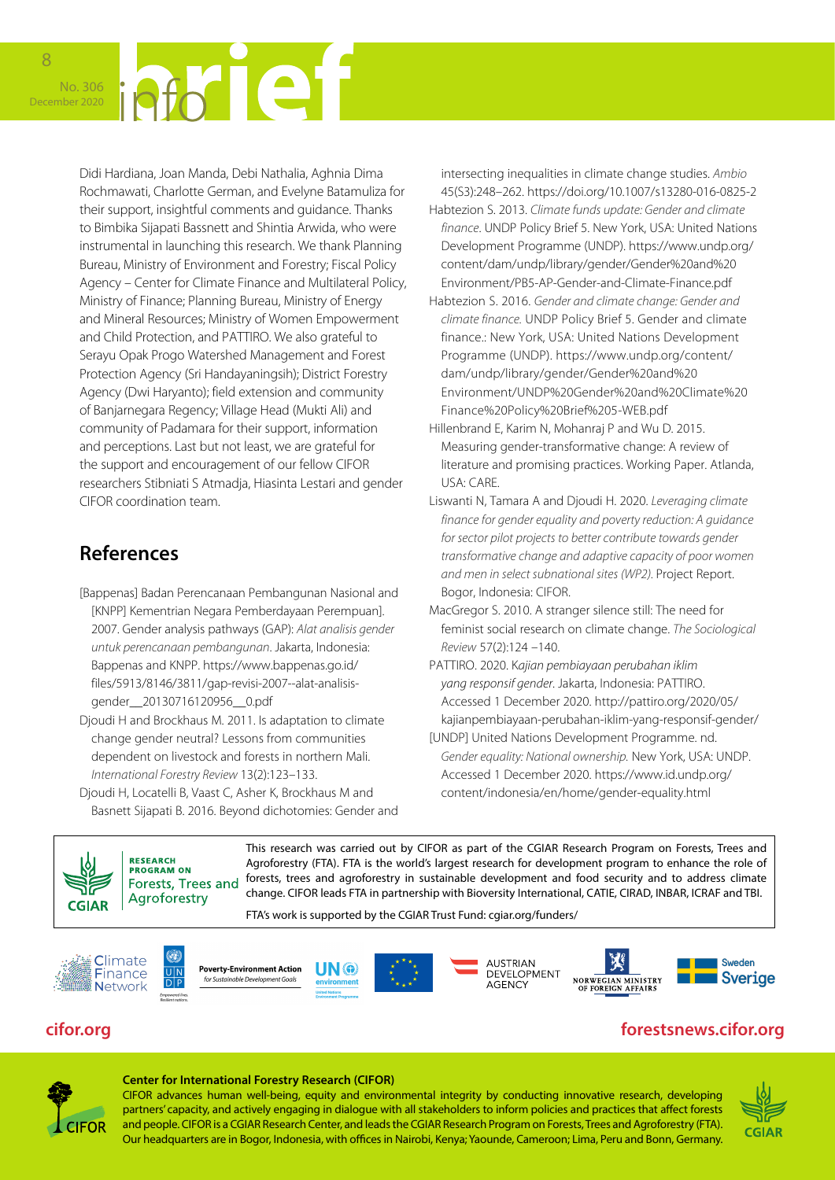Didi Hardiana, Joan Manda, Debi Nathalia, Aghnia Dima Rochmawati, Charlotte German, and Evelyne Batamuliza for their support, insightful comments and guidance. Thanks to Bimbika Sijapati Bassnett and Shintia Arwida, who were instrumental in launching this research. We thank Planning Bureau, Ministry of Environment and Forestry; Fiscal Policy Agency – Center for Climate Finance and Multilateral Policy, Ministry of Finance; Planning Bureau, Ministry of Energy and Mineral Resources; Ministry of Women Empowerment and Child Protection, and PATTIRO. We also grateful to Serayu Opak Progo Watershed Management and Forest Protection Agency (Sri Handayaningsih); District Forestry Agency (Dwi Haryanto); field extension and community of Banjarnegara Regency; Village Head (Mukti Ali) and community of Padamara for their support, information and perceptions. Last but not least, we are grateful for the support and encouragement of our fellow CIFOR researchers Stibniati S Atmadja, Hiasinta Lestari and gender CIFOR coordination team.

## References

[Bappenas] Badan Perencanaan Pembangunan Nasional and [KNPP] Kementrian Negara Pemberdayaan Perempuan]. 2007. Gender analysis pathways (GAP): *Alat analisis gender untuk perencanaan pembangunan*. Jakarta, Indonesia: Bappenas and KNPP. https://www.bappenas.go.id/files/5913/8146/3811/gap-revisi-2007--alat-analisis-gender__20130716120956__0.pdf

Djoudi H and Brockhaus M. 2011. Is adaptation to climate change gender neutral? Lessons from communities dependent on livestock and forests in northern Mali. *International Forestry Review* 13(2):123–133.

Djoudi H, Locatelli B, Vaast C, Asher K, Brockhaus M and Basnett Sijapati B. 2016. Beyond dichotomies: Gender and intersecting inequalities in climate change studies. *Ambio* 45(S3):248–262. https://doi.org/10.1007/s13280-016-0825-2

Habtezion S. 2013. *Climate funds update: Gender and climate finance*. UNDP Policy Brief 5. New York, USA: United Nations Development Programme (UNDP). https://www.undp.org/content/dam/undp/library/gender/Gender%20and%20Environment/PB5-AP-Gender-and-Climate-Finance.pdf

Habtezion S. 2016. *Gender and climate change: Gender and climate finance.* UNDP Policy Brief 5. Gender and climate finance.: New York, USA: United Nations Development Programme (UNDP). https://www.undp.org/content/dam/undp/library/gender/Gender%20and%20Environment/UNDP%20Gender%20and%20Climate%20Finance%20Policy%20Brief%205-WEB.pdf

Hillenbrand E, Karim N, Mohanraj P and Wu D. 2015. Measuring gender-transformative change: A review of literature and promising practices. Working Paper. Atlanda, USA: CARE.

Liswanti N, Tamara A and Djoudi H. 2020. *Leveraging climate finance for gender equality and poverty reduction: A guidance for sector pilot projects to better contribute towards gender transformative change and adaptive capacity of poor women and men in select subnational sites (WP2)*. Project Report. Bogor, Indonesia: CIFOR.

MacGregor S. 2010. A stranger silence still: The need for feminist social research on climate change. *The Sociological Review* 57(2):124 –140.

PATTIRO. 2020. K*ajian pembiayaan perubahan iklim yang responsif gender*. Jakarta, Indonesia: PATTIRO. Accessed 1 December 2020. http://pattiro.org/2020/05/kajianpembiayaan-perubahan-iklim-yang-responsif-gender/

[UNDP] United Nations Development Programme. nd. *Gender equality: National ownership.* New York, USA: UNDP. Accessed 1 December 2020. https://www.id.undp.org/content/indonesia/en/home/gender-equality.html

RESEARCH PROGRAM ON Forests, Trees and Agroforestry

This research was carried out by CIFOR as part of the CGIAR Research Program on Forests, Trees and Agroforestry (FTA). FTA is the world's largest research for development program to enhance the role of forests, trees and agroforestry in sustainable development and food security and to address climate change. CIFOR leads FTA in partnership with Bioversity International, CATIE, CIRAD, INBAR, ICRAF and TBI.

FTA's work is supported by the CGIAR Trust Fund: cgiar.org/funders/

cifor.org

forestsnews.cifor.org

**Center for International Forestry Research (CIFOR)**

CIFOR advances human well-being, equity and environmental integrity by conducting innovative research, developing partners' capacity, and actively engaging in dialogue with all stakeholders to inform policies and practices that affect forests and people. CIFOR is a CGIAR Research Center, and leads the CGIAR Research Program on Forests, Trees and Agroforestry (FTA). Our headquarters are in Bogor, Indonesia, with offices in Nairobi, Kenya; Yaounde, Cameroon; Lima, Peru and Bonn, Germany.